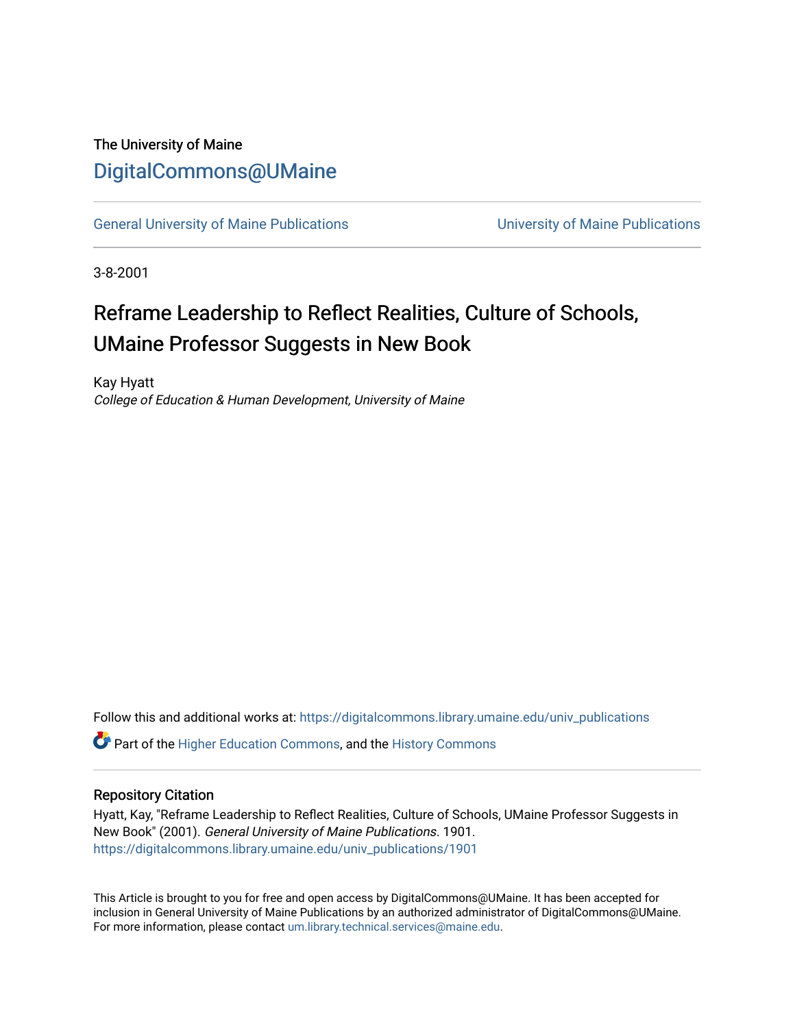The University of Maine

# DigitalCommons@UMaine

General University of Maine Publications | University of Maine Publications

3-8-2001

## Reframe Leadership to Reflect Realities, Culture of Schools, UMaine Professor Suggests in New Book

Kay Hyatt
*College of Education & Human Development, University of Maine*

Follow this and additional works at: https://digitalcommons.library.umaine.edu/univ_publications

Part of the Higher Education Commons, and the History Commons

### Repository Citation

Hyatt, Kay, "Reframe Leadership to Reflect Realities, Culture of Schools, UMaine Professor Suggests in New Book" (2001). *General University of Maine Publications*. 1901.
https://digitalcommons.library.umaine.edu/univ_publications/1901

This Article is brought to you for free and open access by DigitalCommons@UMaine. It has been accepted for inclusion in General University of Maine Publications by an authorized administrator of DigitalCommons@UMaine. For more information, please contact um.library.technical.services@maine.edu.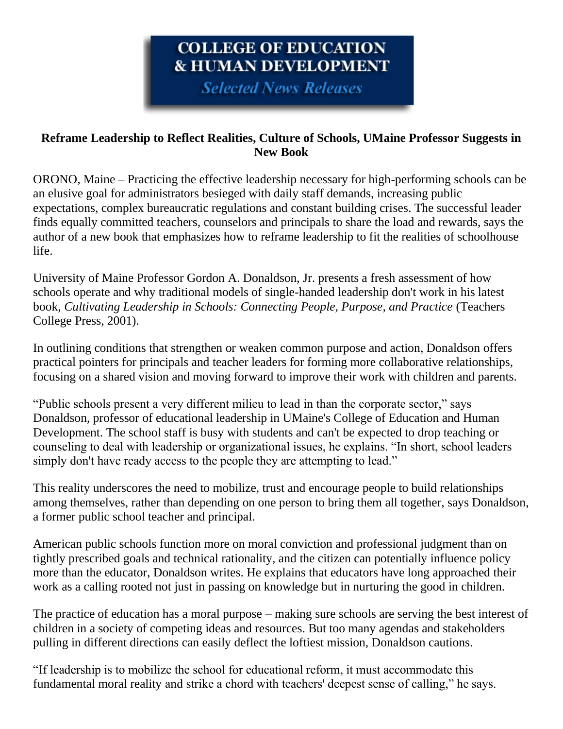# COLLEGE OF EDUCATION & HUMAN DEVELOPMENT

*Selected News Releases*

**Reframe Leadership to Reflect Realities, Culture of Schools, UMaine Professor Suggests in New Book**

ORONO, Maine – Practicing the effective leadership necessary for high-performing schools can be an elusive goal for administrators besieged with daily staff demands, increasing public expectations, complex bureaucratic regulations and constant building crises. The successful leader finds equally committed teachers, counselors and principals to share the load and rewards, says the author of a new book that emphasizes how to reframe leadership to fit the realities of schoolhouse life.

University of Maine Professor Gordon A. Donaldson, Jr. presents a fresh assessment of how schools operate and why traditional models of single-handed leadership don't work in his latest book, *Cultivating Leadership in Schools: Connecting People, Purpose, and Practice* (Teachers College Press, 2001).

In outlining conditions that strengthen or weaken common purpose and action, Donaldson offers practical pointers for principals and teacher leaders for forming more collaborative relationships, focusing on a shared vision and moving forward to improve their work with children and parents.

"Public schools present a very different milieu to lead in than the corporate sector," says Donaldson, professor of educational leadership in UMaine's College of Education and Human Development. The school staff is busy with students and can't be expected to drop teaching or counseling to deal with leadership or organizational issues, he explains. "In short, school leaders simply don't have ready access to the people they are attempting to lead."

This reality underscores the need to mobilize, trust and encourage people to build relationships among themselves, rather than depending on one person to bring them all together, says Donaldson, a former public school teacher and principal.

American public schools function more on moral conviction and professional judgment than on tightly prescribed goals and technical rationality, and the citizen can potentially influence policy more than the educator, Donaldson writes. He explains that educators have long approached their work as a calling rooted not just in passing on knowledge but in nurturing the good in children.

The practice of education has a moral purpose – making sure schools are serving the best interest of children in a society of competing ideas and resources. But too many agendas and stakeholders pulling in different directions can easily deflect the loftiest mission, Donaldson cautions.

"If leadership is to mobilize the school for educational reform, it must accommodate this fundamental moral reality and strike a chord with teachers' deepest sense of calling," he says.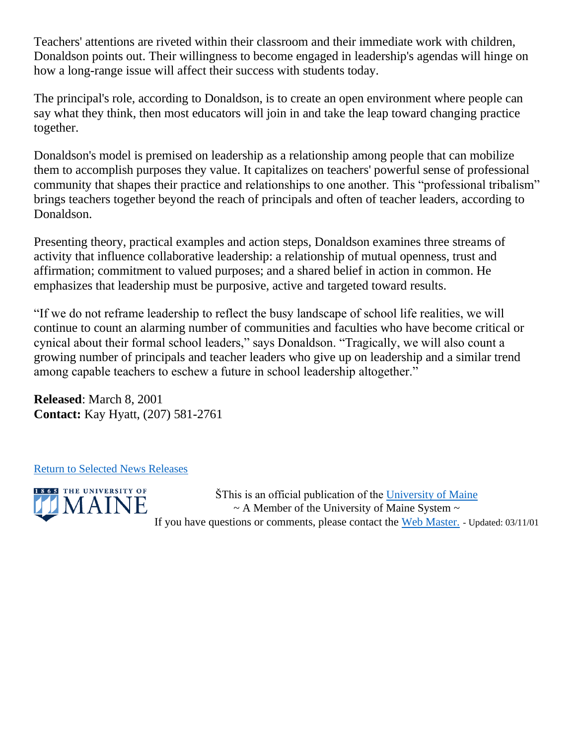Teachers' attentions are riveted within their classroom and their immediate work with children, Donaldson points out. Their willingness to become engaged in leadership's agendas will hinge on how a long-range issue will affect their success with students today.

The principal's role, according to Donaldson, is to create an open environment where people can say what they think, then most educators will join in and take the leap toward changing practice together.

Donaldson's model is premised on leadership as a relationship among people that can mobilize them to accomplish purposes they value. It capitalizes on teachers' powerful sense of professional community that shapes their practice and relationships to one another. This "professional tribalism" brings teachers together beyond the reach of principals and often of teacher leaders, according to Donaldson.

Presenting theory, practical examples and action steps, Donaldson examines three streams of activity that influence collaborative leadership: a relationship of mutual openness, trust and affirmation; commitment to valued purposes; and a shared belief in action in common. He emphasizes that leadership must be purposive, active and targeted toward results.

"If we do not reframe leadership to reflect the busy landscape of school life realities, we will continue to count an alarming number of communities and faculties who have become critical or cynical about their formal school leaders," says Donaldson. "Tragically, we will also count a growing number of principals and teacher leaders who give up on leadership and a similar trend among capable teachers to eschew a future in school leadership altogether."

**Released**: March 8, 2001
**Contact:** Kay Hyatt, (207) 581-2761

Return to Selected News Releases

1865 THE UNIVERSITY OF MAINE

ŠThis is an official publication of the University of Maine
~ A Member of the University of Maine System ~
If you have questions or comments, please contact the Web Master. - Updated: 03/11/01